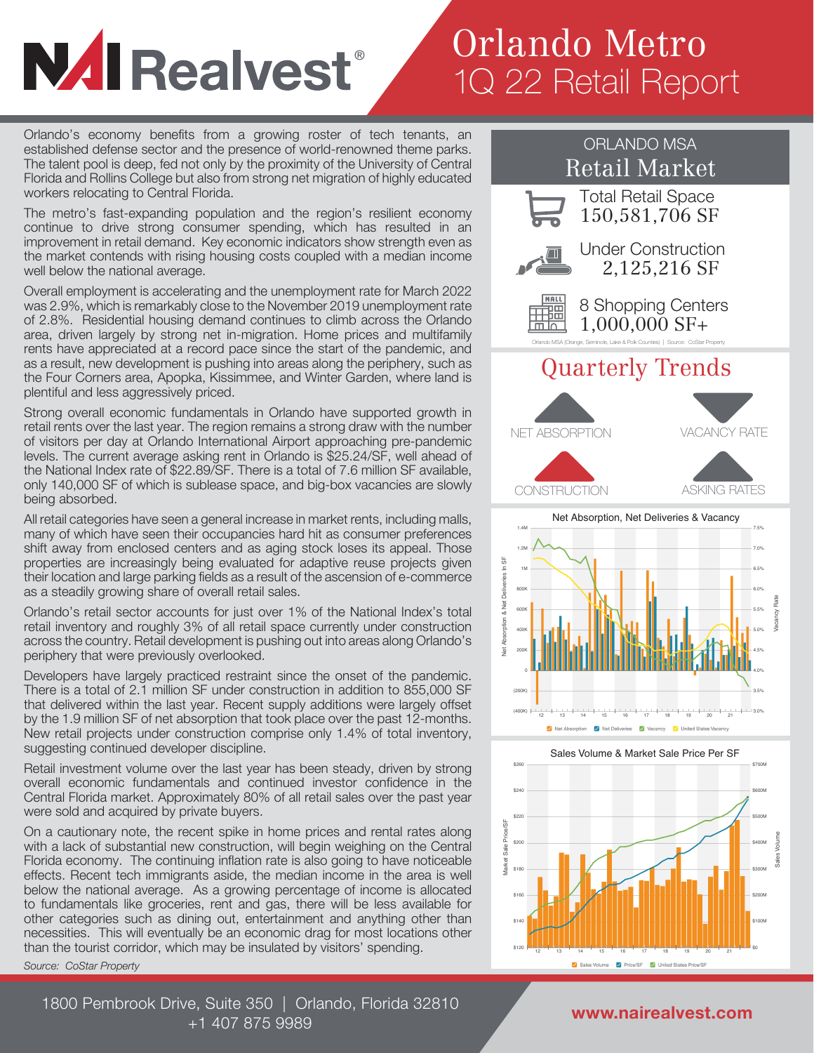# NAI Realvest

# Orlando Metro 1Q 22 Retail Report

Orlando's economy benefits from a growing roster of tech tenants, an established defense sector and the presence of world-renowned theme parks. The talent pool is deep, fed not only by the proximity of the University of Central Florida and Rollins College but also from strong net migration of highly educated workers relocating to Central Florida.

The metro's fast-expanding population and the region's resilient economy continue to drive strong consumer spending, which has resulted in an improvement in retail demand. Key economic indicators show strength even as the market contends with rising housing costs coupled with a median income well below the national average.

Overall employment is accelerating and the unemployment rate for March 2022 was 2.9%, which is remarkably close to the November 2019 unemployment rate of 2.8%. Residential housing demand continues to climb across the Orlando area, driven largely by strong net in-migration. Home prices and multifamily rents have appreciated at a record pace since the start of the pandemic, and as a result, new development is pushing into areas along the periphery, such as the Four Corners area, Apopka, Kissimmee, and Winter Garden, where land is plentiful and less aggressively priced.

Strong overall economic fundamentals in Orlando have supported growth in retail rents over the last year. The region remains a strong draw with the number of visitors per day at Orlando International Airport approaching pre-pandemic levels. The current average asking rent in Orlando is $25.24/SF, well ahead of the National Index rate of $22.89/SF. There is a total of 7.6 million SF available, only 140,000 SF of which is sublease space, and big-box vacancies are slowly being absorbed.

All retail categories have seen a general increase in market rents, including malls, many of which have seen their occupancies hard hit as consumer preferences shift away from enclosed centers and as aging stock loses its appeal. Those properties are increasingly being evaluated for adaptive reuse projects given their location and large parking fields as a result of the ascension of e-commerce as a steadily growing share of overall retail sales.

Orlando's retail sector accounts for just over 1% of the National Index's total retail inventory and roughly 3% of all retail space currently under construction across the country. Retail development is pushing out into areas along Orlando's periphery that were previously overlooked.

Developers have largely practiced restraint since the onset of the pandemic. There is a total of 2.1 million SF under construction in addition to 855,000 SF that delivered within the last year. Recent supply additions were largely offset by the 1.9 million SF of net absorption that took place over the past 12-months. New retail projects under construction comprise only 1.4% of total inventory, suggesting continued developer discipline.

Retail investment volume over the last year has been steady, driven by strong overall economic fundamentals and continued investor confidence in the Central Florida market. Approximately 80% of all retail sales over the past year were sold and acquired by private buyers.

On a cautionary note, the recent spike in home prices and rental rates along with a lack of substantial new construction, will begin weighing on the Central Florida economy. The continuing inflation rate is also going to have noticeable effects. Recent tech immigrants aside, the median income in the area is well below the national average. As a growing percentage of income is allocated to fundamentals like groceries, rent and gas, there will be less available for other categories such as dining out, entertainment and anything other than necessities. This will eventually be an economic drag for most locations other than the tourist corridor, which may be insulated by visitors' spending.

*Source: CoStar Property*

## ORLANDO MSA Retail Market

- Total Retail Space: 150,581,706 SF
- Under Construction: 2,125,216 SF
- 8 Shopping Centers 1,000,000 SF+

Orlando MSA (Orange, Seminole, Lake & Polk Counties) | Source: CoStar Property

## Quarterly Trends

- NET ABSORPTION: Up
- VACANCY RATE: Down
- CONSTRUCTION: Up
- ASKING RATES: Up

**Net Absorption, Net Deliveries & Vacancy**

Net Absorption | Net Deliveries | Vacancy | United States Vacancy

**Sales Volume & Market Sale Price Per SF**

Sales Volume | Price/SF | United States Price/SF

1800 Pembrook Drive, Suite 350 | Orlando, Florida 32810
+1 407 875 9989

www.nairealvest.com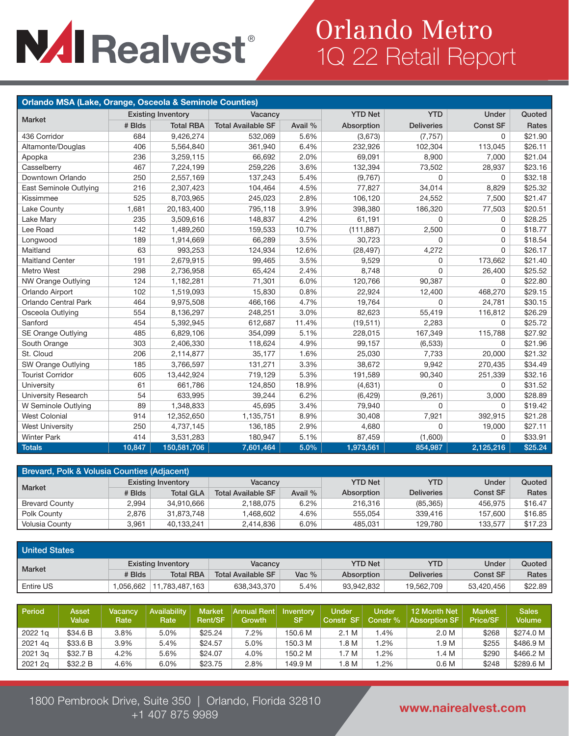# NAI Realvest

# Orlando Metro
## 1Q 22 Retail Report

| Orlando MSA (Lake, Orange, Osceola & Seminole Counties) | | | | | | | | |
|---|---|---|---|---|---|---|---|---|
| Market | Existing Inventory | | Vacancy | | YTD Net | YTD | Under | Quoted |
| | # Blds | Total RBA | Total Available SF | Avail % | Absorption | Deliveries | Const SF | Rates |
| 436 Corridor | 684 | 9,426,274 | 532,069 | 5.6% | (3,673) | (7,757) | 0 | $21.90 |
| Altamonte/Douglas | 406 | 5,564,840 | 361,940 | 6.4% | 232,926 | 102,304 | 113,045 | $26.11 |
| Apopka | 236 | 3,259,115 | 66,692 | 2.0% | 69,091 | 8,900 | 7,000 | $21.04 |
| Casselberry | 467 | 7,224,199 | 259,226 | 3.6% | 132,394 | 73,502 | 28,937 | $23.16 |
| Downtown Orlando | 250 | 2,557,169 | 137,243 | 5.4% | (9,767) | 0 | 0 | $32.18 |
| East Seminole Outlying | 216 | 2,307,423 | 104,464 | 4.5% | 77,827 | 34,014 | 8,829 | $25.32 |
| Kissimmee | 525 | 8,703,965 | 245,023 | 2.8% | 106,120 | 24,552 | 7,500 | $21.47 |
| Lake County | 1,681 | 20,183,400 | 795,118 | 3.9% | 398,380 | 186,320 | 77,503 | $20.51 |
| Lake Mary | 235 | 3,509,616 | 148,837 | 4.2% | 61,191 | 0 | 0 | $28.25 |
| Lee Road | 142 | 1,489,260 | 159,533 | 10.7% | (111,887) | 2,500 | 0 | $18.77 |
| Longwood | 189 | 1,914,669 | 66,289 | 3.5% | 30,723 | 0 | 0 | $18.54 |
| Maitland | 63 | 993,253 | 124,934 | 12.6% | (28,497) | 4,272 | 0 | $26.17 |
| Maitland Center | 191 | 2,679,915 | 99,465 | 3.5% | 9,529 | 0 | 173,662 | $21.40 |
| Metro West | 298 | 2,736,958 | 65,424 | 2.4% | 8,748 | 0 | 26,400 | $25.52 |
| NW Orange Outlying | 124 | 1,182,281 | 71,301 | 6.0% | 120,766 | 90,387 | 0 | $22.80 |
| Orlando Airport | 102 | 1,519,093 | 15,830 | 0.8% | 22,924 | 12,400 | 468,270 | $29.15 |
| Orlando Central Park | 464 | 9,975,508 | 466,166 | 4.7% | 19,764 | 0 | 24,781 | $30.15 |
| Osceola Outlying | 554 | 8,136,297 | 248,251 | 3.0% | 82,623 | 55,419 | 116,812 | $26.29 |
| Sanford | 454 | 5,392,945 | 612,687 | 11.4% | (19,511) | 2,283 | 0 | $25.72 |
| SE Orange Outlying | 485 | 6,829,106 | 354,099 | 5.1% | 228,015 | 167,349 | 115,788 | $27.92 |
| South Orange | 303 | 2,406,330 | 118,624 | 4.9% | 99,157 | (6,533) | 0 | $21.96 |
| St. Cloud | 206 | 2,114,877 | 35,177 | 1.6% | 25,030 | 7,733 | 20,000 | $21.32 |
| SW Orange Outlying | 185 | 3,766,597 | 131,271 | 3.3% | 38,672 | 9,942 | 270,435 | $34.49 |
| Tourist Corridor | 605 | 13,442,924 | 719,129 | 5.3% | 191,589 | 90,340 | 251,339 | $32.16 |
| University | 61 | 661,786 | 124,850 | 18.9% | (4,631) | 0 | 0 | $31.52 |
| University Research | 54 | 633,995 | 39,244 | 6.2% | (6,429) | (9,261) | 3,000 | $28.89 |
| W Seminole Outlying | 89 | 1,348,833 | 45,695 | 3.4% | 79,940 | 0 | 0 | $19.42 |
| West Colonial | 914 | 12,352,650 | 1,135,751 | 8.9% | 30,408 | 7,921 | 392,915 | $21.28 |
| West University | 250 | 4,737,145 | 136,185 | 2.9% | 4,680 | 0 | 19,000 | $27.11 |
| Winter Park | 414 | 3,531,283 | 180,947 | 5.1% | 87,459 | (1,600) | 0 | $33.91 |
| **Totals** | **10,847** | **150,581,706** | **7,601,464** | **5.0%** | **1,973,561** | **854,987** | **2,125,216** | **$25.24** |

| Brevard, Polk & Volusia Counties (Adjacent) | | | | | | | | |
|---|---|---|---|---|---|---|---|---|
| Market | Existing Inventory | | Vacancy | | YTD Net | YTD | Under | Quoted |
| | # Blds | Total GLA | Total Available SF | Avail % | Absorption | Deliveries | Const SF | Rates |
| Brevard County | 2,994 | 34,910,666 | 2,188,075 | 6.2% | 216,316 | (85,365) | 456,975 | $16.47 |
| Polk County | 2,876 | 31,873,748 | 1,468,602 | 4.6% | 555,054 | 339,416 | 157,600 | $16.85 |
| Volusia County | 3,961 | 40,133,241 | 2,414,836 | 6.0% | 485,031 | 129,780 | 133,577 | $17.23 |

| United States | | | | | | | | |
|---|---|---|---|---|---|---|---|---|
| Market | Existing Inventory | | Vacancy | | YTD Net | YTD | Under | Quoted |
| | # Blds | Total RBA | Total Available SF | Vac % | Absorption | Deliveries | Const SF | Rates |
| Entire US | 1,056,662 | 11,783,487,163 | 638,343,370 | 5.4% | 93,942,832 | 19,562,709 | 53,420,456 | $22.89 |

| Period | Asset Value | Vacancy Rate | Availability Rate | Market Rent/SF | Annual Rent Growth | Inventory SF | Under Constr SF | Under Constr % | 12 Month Net Absorption SF | Market Price/SF | Sales Volume |
|---|---|---|---|---|---|---|---|---|---|---|---|
| 2022 1q | $34.6 B | 3.8% | 5.0% | $25.24 | 7.2% | 150.6 M | 2.1 M | 1.4% | 2.0 M | $268 | $274.0 M |
| 2021 4q | $33.6 B | 3.9% | 5.4% | $24.57 | 5.0% | 150.3 M | 1.8 M | 1.2% | 1.9 M | $255 | $486.9 M |
| 2021 3q | $32.7 B | 4.2% | 5.6% | $24.07 | 4.0% | 150.2 M | 1.7 M | 1.2% | 1.4 M | $290 | $466.2 M |
| 2021 2q | $32.2 B | 4.6% | 6.0% | $23.75 | 2.8% | 149.9 M | 1.8 M | 1.2% | 0.6 M | $248 | $289.6 M |

1800 Pembrook Drive, Suite 350 | Orlando, Florida 32810
+1 407 875 9989

www.nairealvest.com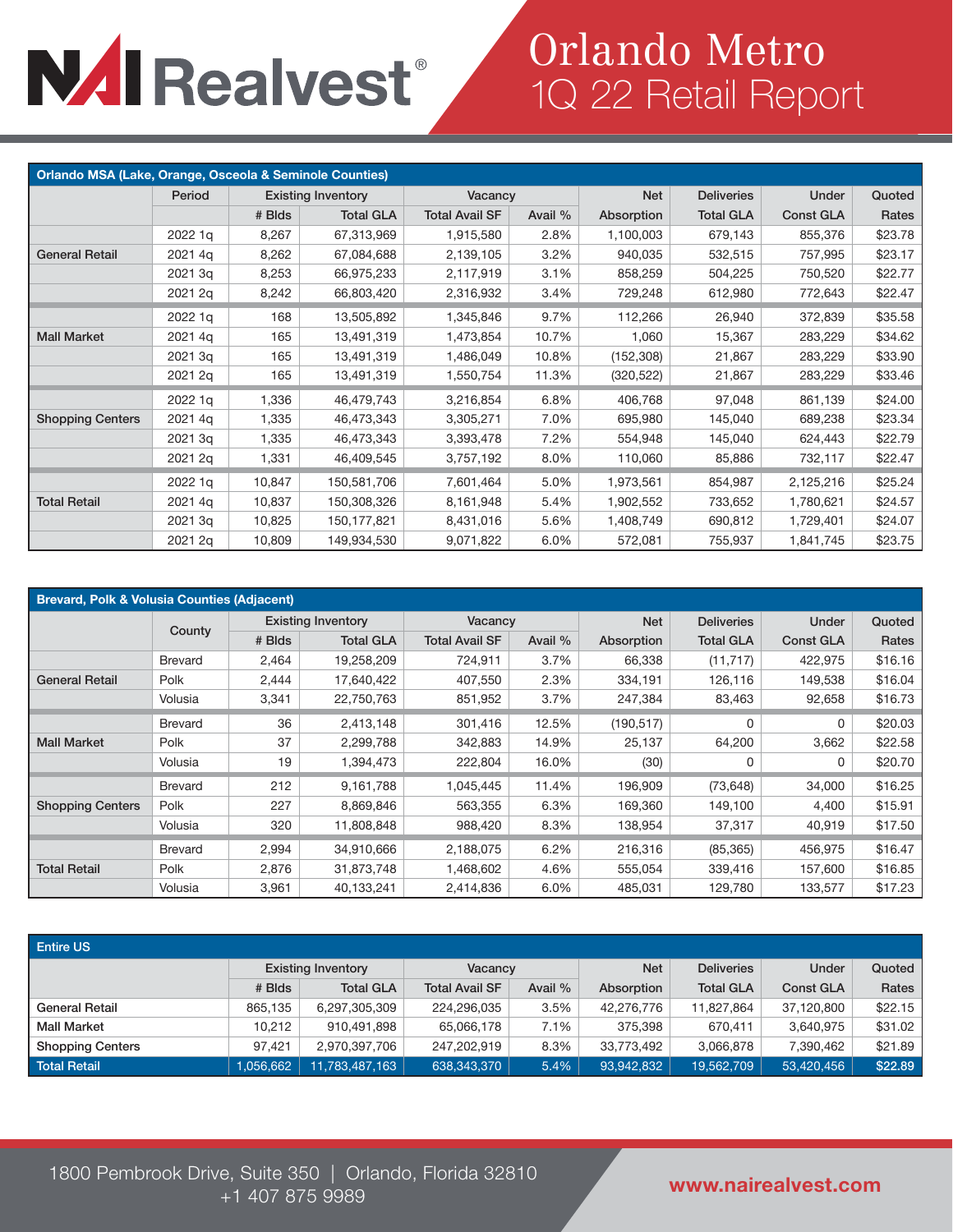# Orlando Metro
## 1Q 22 Retail Report

| Orlando MSA (Lake, Orange, Osceola & Seminole Counties) | | | | | | | | | |
|---|---|---|---|---|---|---|---|---|---|
| | Period | Existing Inventory | | Vacancy | | Net | Deliveries | Under | Quoted |
| | | # Blds | Total GLA | Total Avail SF | Avail % | Absorption | Total GLA | Const GLA | Rates |
| General Retail | 2022 1q | 8,267 | 67,313,969 | 1,915,580 | 2.8% | 1,100,003 | 679,143 | 855,376 | $23.78 |
| | 2021 4q | 8,262 | 67,084,688 | 2,139,105 | 3.2% | 940,035 | 532,515 | 757,995 | $23.17 |
| | 2021 3q | 8,253 | 66,975,233 | 2,117,919 | 3.1% | 858,259 | 504,225 | 750,520 | $22.77 |
| | 2021 2q | 8,242 | 66,803,420 | 2,316,932 | 3.4% | 729,248 | 612,980 | 772,643 | $22.47 |
| Mall Market | 2022 1q | 168 | 13,505,892 | 1,345,846 | 9.7% | 112,266 | 26,940 | 372,839 | $35.58 |
| | 2021 4q | 165 | 13,491,319 | 1,473,854 | 10.7% | 1,060 | 15,367 | 283,229 | $34.62 |
| | 2021 3q | 165 | 13,491,319 | 1,486,049 | 10.8% | (152,308) | 21,867 | 283,229 | $33.90 |
| | 2021 2q | 165 | 13,491,319 | 1,550,754 | 11.3% | (320,522) | 21,867 | 283,229 | $33.46 |
| Shopping Centers | 2022 1q | 1,336 | 46,479,743 | 3,216,854 | 6.8% | 406,768 | 97,048 | 861,139 | $24.00 |
| | 2021 4q | 1,335 | 46,473,343 | 3,305,271 | 7.0% | 695,980 | 145,040 | 689,238 | $23.34 |
| | 2021 3q | 1,335 | 46,473,343 | 3,393,478 | 7.2% | 554,948 | 145,040 | 624,443 | $22.79 |
| | 2021 2q | 1,331 | 46,409,545 | 3,757,192 | 8.0% | 110,060 | 85,886 | 732,117 | $22.47 |
| Total Retail | 2022 1q | 10,847 | 150,581,706 | 7,601,464 | 5.0% | 1,973,561 | 854,987 | 2,125,216 | $25.24 |
| | 2021 4q | 10,837 | 150,308,326 | 8,161,948 | 5.4% | 1,902,552 | 733,652 | 1,780,621 | $24.57 |
| | 2021 3q | 10,825 | 150,177,821 | 8,431,016 | 5.6% | 1,408,749 | 690,812 | 1,729,401 | $24.07 |
| | 2021 2q | 10,809 | 149,934,530 | 9,071,822 | 6.0% | 572,081 | 755,937 | 1,841,745 | $23.75 |

| Brevard, Polk & Volusia Counties (Adjacent) | | | | | | | | | |
|---|---|---|---|---|---|---|---|---|---|
| | County | Existing Inventory | | Vacancy | | Net | Deliveries | Under | Quoted |
| | | # Blds | Total GLA | Total Avail SF | Avail % | Absorption | Total GLA | Const GLA | Rates |
| General Retail | Brevard | 2,464 | 19,258,209 | 724,911 | 3.7% | 66,338 | (11,717) | 422,975 | $16.16 |
| | Polk | 2,444 | 17,640,422 | 407,550 | 2.3% | 334,191 | 126,116 | 149,538 | $16.04 |
| | Volusia | 3,341 | 22,750,763 | 851,952 | 3.7% | 247,384 | 83,463 | 92,658 | $16.73 |
| Mall Market | Brevard | 36 | 2,413,148 | 301,416 | 12.5% | (190,517) | 0 | 0 | $20.03 |
| | Polk | 37 | 2,299,788 | 342,883 | 14.9% | 25,137 | 64,200 | 3,662 | $22.58 |
| | Volusia | 19 | 1,394,473 | 222,804 | 16.0% | (30) | 0 | 0 | $20.70 |
| Shopping Centers | Brevard | 212 | 9,161,788 | 1,045,445 | 11.4% | 196,909 | (73,648) | 34,000 | $16.25 |
| | Polk | 227 | 8,869,846 | 563,355 | 6.3% | 169,360 | 149,100 | 4,400 | $15.91 |
| | Volusia | 320 | 11,808,848 | 988,420 | 8.3% | 138,954 | 37,317 | 40,919 | $17.50 |
| Total Retail | Brevard | 2,994 | 34,910,666 | 2,188,075 | 6.2% | 216,316 | (85,365) | 456,975 | $16.47 |
| | Polk | 2,876 | 31,873,748 | 1,468,602 | 4.6% | 555,054 | 339,416 | 157,600 | $16.85 |
| | Volusia | 3,961 | 40,133,241 | 2,414,836 | 6.0% | 485,031 | 129,780 | 133,577 | $17.23 |

| Entire US | | | | | | | | |
|---|---|---|---|---|---|---|---|---|
| | Existing Inventory | | Vacancy | | Net | Deliveries | Under | Quoted |
| | # Blds | Total GLA | Total Avail SF | Avail % | Absorption | Total GLA | Const GLA | Rates |
| General Retail | 865,135 | 6,297,305,309 | 224,296,035 | 3.5% | 42,276,776 | 11,827,864 | 37,120,800 | $22.15 |
| Mall Market | 10,212 | 910,491,898 | 65,066,178 | 7.1% | 375,398 | 670,411 | 3,640,975 | $31.02 |
| Shopping Centers | 97,421 | 2,970,397,706 | 247,202,919 | 8.3% | 33,773,492 | 3,066,878 | 7,390,462 | $21.89 |
| **Total Retail** | **1,056,662** | **11,783,487,163** | **638,343,370** | **5.4%** | **93,942,832** | **19,562,709** | **53,420,456** | **$22.89** |

1800 Pembrook Drive, Suite 350 | Orlando, Florida 32810
+1 407 875 9989

www.nairealvest.com